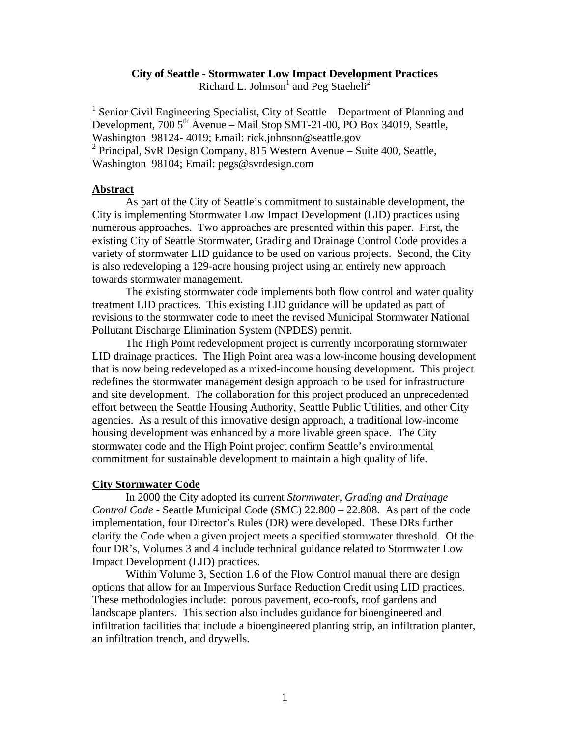# City of Seattle - Stormwater Low Impact Development Practices

Richard L. Johnson[1] and Peg Staeheli[2]

[1] Senior Civil Engineering Specialist, City of Seattle – Department of Planning and Development, 700 5th Avenue – Mail Stop SMT-21-00, PO Box 34019, Seattle, Washington 98124- 4019; Email: rick.johnson@seattle.gov
[2] Principal, SvR Design Company, 815 Western Avenue – Suite 400, Seattle, Washington 98104; Email: pegs@svrdesign.com

## Abstract

As part of the City of Seattle's commitment to sustainable development, the City is implementing Stormwater Low Impact Development (LID) practices using numerous approaches. Two approaches are presented within this paper. First, the existing City of Seattle Stormwater, Grading and Drainage Control Code provides a variety of stormwater LID guidance to be used on various projects. Second, the City is also redeveloping a 129-acre housing project using an entirely new approach towards stormwater management.

The existing stormwater code implements both flow control and water quality treatment LID practices. This existing LID guidance will be updated as part of revisions to the stormwater code to meet the revised Municipal Stormwater National Pollutant Discharge Elimination System (NPDES) permit.

The High Point redevelopment project is currently incorporating stormwater LID drainage practices. The High Point area was a low-income housing development that is now being redeveloped as a mixed-income housing development. This project redefines the stormwater management design approach to be used for infrastructure and site development. The collaboration for this project produced an unprecedented effort between the Seattle Housing Authority, Seattle Public Utilities, and other City agencies. As a result of this innovative design approach, a traditional low-income housing development was enhanced by a more livable green space. The City stormwater code and the High Point project confirm Seattle's environmental commitment for sustainable development to maintain a high quality of life.

## City Stormwater Code

In 2000 the City adopted its current *Stormwater, Grading and Drainage Control Code* - Seattle Municipal Code (SMC) 22.800 – 22.808. As part of the code implementation, four Director's Rules (DR) were developed. These DRs further clarify the Code when a given project meets a specified stormwater threshold. Of the four DR's, Volumes 3 and 4 include technical guidance related to Stormwater Low Impact Development (LID) practices.

Within Volume 3, Section 1.6 of the Flow Control manual there are design options that allow for an Impervious Surface Reduction Credit using LID practices. These methodologies include: porous pavement, eco-roofs, roof gardens and landscape planters. This section also includes guidance for bioengineered and infiltration facilities that include a bioengineered planting strip, an infiltration planter, an infiltration trench, and drywells.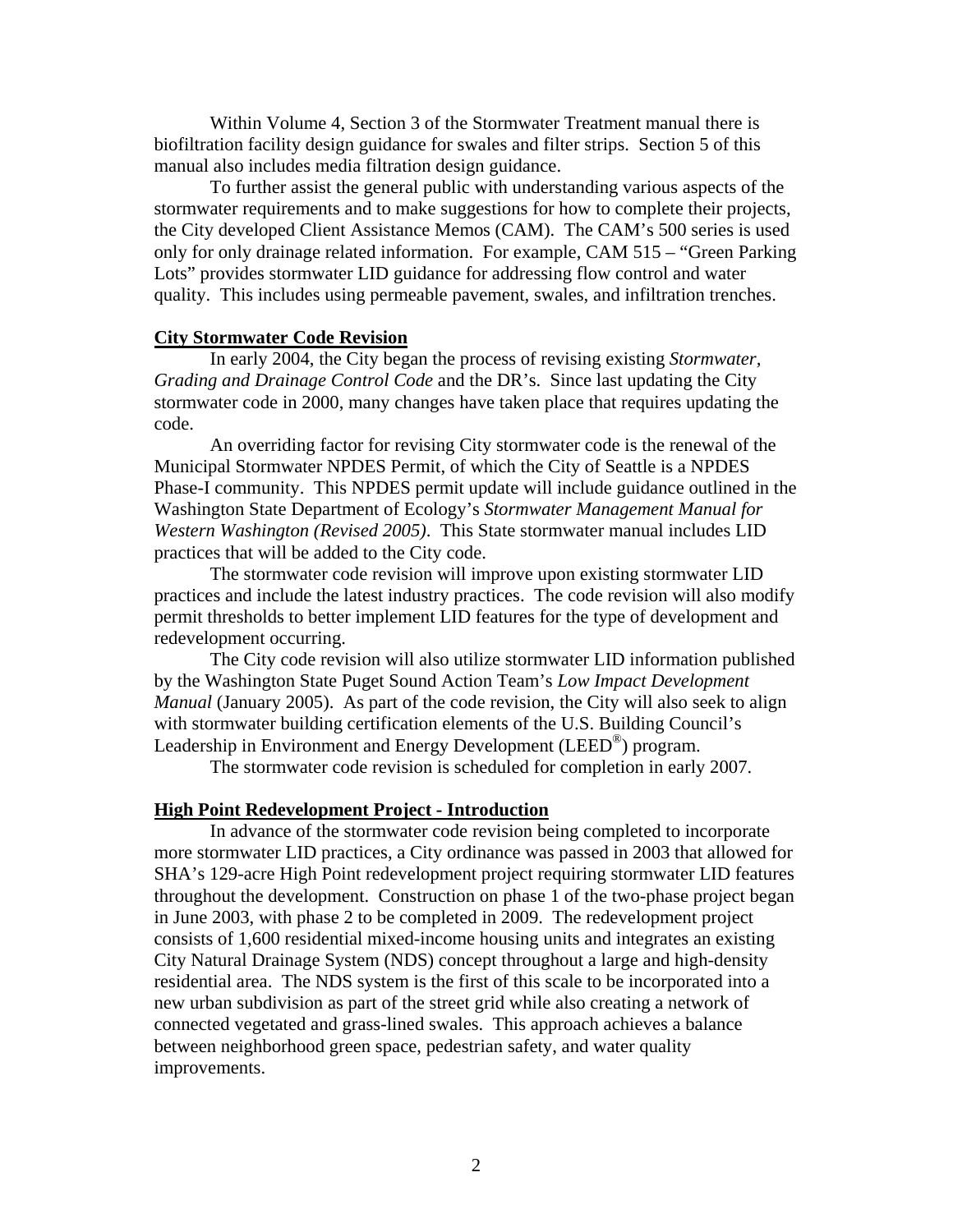Within Volume 4, Section 3 of the Stormwater Treatment manual there is biofiltration facility design guidance for swales and filter strips. Section 5 of this manual also includes media filtration design guidance.

To further assist the general public with understanding various aspects of the stormwater requirements and to make suggestions for how to complete their projects, the City developed Client Assistance Memos (CAM). The CAM's 500 series is used only for only drainage related information. For example, CAM 515 – "Green Parking Lots" provides stormwater LID guidance for addressing flow control and water quality. This includes using permeable pavement, swales, and infiltration trenches.

**City Stormwater Code Revision**

In early 2004, the City began the process of revising existing *Stormwater, Grading and Drainage Control Code* and the DR's. Since last updating the City stormwater code in 2000, many changes have taken place that requires updating the code.

An overriding factor for revising City stormwater code is the renewal of the Municipal Stormwater NPDES Permit, of which the City of Seattle is a NPDES Phase-I community. This NPDES permit update will include guidance outlined in the Washington State Department of Ecology's *Stormwater Management Manual for Western Washington (Revised 2005)*. This State stormwater manual includes LID practices that will be added to the City code.

The stormwater code revision will improve upon existing stormwater LID practices and include the latest industry practices. The code revision will also modify permit thresholds to better implement LID features for the type of development and redevelopment occurring.

The City code revision will also utilize stormwater LID information published by the Washington State Puget Sound Action Team's *Low Impact Development Manual* (January 2005). As part of the code revision, the City will also seek to align with stormwater building certification elements of the U.S. Building Council's Leadership in Environment and Energy Development (LEED®) program.

The stormwater code revision is scheduled for completion in early 2007.

**High Point Redevelopment Project - Introduction**

In advance of the stormwater code revision being completed to incorporate more stormwater LID practices, a City ordinance was passed in 2003 that allowed for SHA's 129-acre High Point redevelopment project requiring stormwater LID features throughout the development. Construction on phase 1 of the two-phase project began in June 2003, with phase 2 to be completed in 2009. The redevelopment project consists of 1,600 residential mixed-income housing units and integrates an existing City Natural Drainage System (NDS) concept throughout a large and high-density residential area. The NDS system is the first of this scale to be incorporated into a new urban subdivision as part of the street grid while also creating a network of connected vegetated and grass-lined swales. This approach achieves a balance between neighborhood green space, pedestrian safety, and water quality improvements.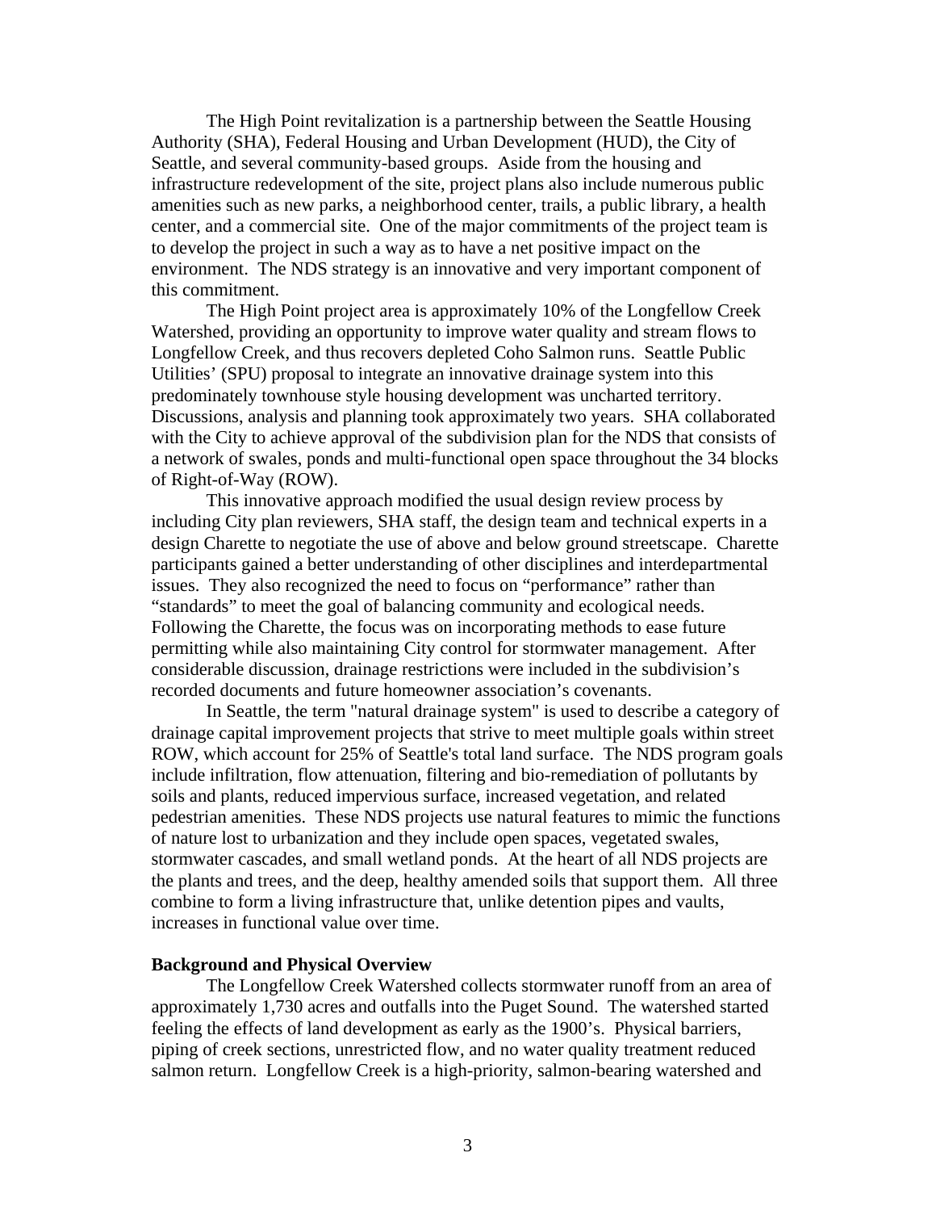The High Point revitalization is a partnership between the Seattle Housing Authority (SHA), Federal Housing and Urban Development (HUD), the City of Seattle, and several community-based groups. Aside from the housing and infrastructure redevelopment of the site, project plans also include numerous public amenities such as new parks, a neighborhood center, trails, a public library, a health center, and a commercial site. One of the major commitments of the project team is to develop the project in such a way as to have a net positive impact on the environment. The NDS strategy is an innovative and very important component of this commitment.

The High Point project area is approximately 10% of the Longfellow Creek Watershed, providing an opportunity to improve water quality and stream flows to Longfellow Creek, and thus recovers depleted Coho Salmon runs. Seattle Public Utilities' (SPU) proposal to integrate an innovative drainage system into this predominately townhouse style housing development was uncharted territory. Discussions, analysis and planning took approximately two years. SHA collaborated with the City to achieve approval of the subdivision plan for the NDS that consists of a network of swales, ponds and multi-functional open space throughout the 34 blocks of Right-of-Way (ROW).

This innovative approach modified the usual design review process by including City plan reviewers, SHA staff, the design team and technical experts in a design Charette to negotiate the use of above and below ground streetscape. Charette participants gained a better understanding of other disciplines and interdepartmental issues. They also recognized the need to focus on "performance" rather than "standards" to meet the goal of balancing community and ecological needs. Following the Charette, the focus was on incorporating methods to ease future permitting while also maintaining City control for stormwater management. After considerable discussion, drainage restrictions were included in the subdivision's recorded documents and future homeowner association's covenants.

In Seattle, the term "natural drainage system" is used to describe a category of drainage capital improvement projects that strive to meet multiple goals within street ROW, which account for 25% of Seattle's total land surface. The NDS program goals include infiltration, flow attenuation, filtering and bio-remediation of pollutants by soils and plants, reduced impervious surface, increased vegetation, and related pedestrian amenities. These NDS projects use natural features to mimic the functions of nature lost to urbanization and they include open spaces, vegetated swales, stormwater cascades, and small wetland ponds. At the heart of all NDS projects are the plants and trees, and the deep, healthy amended soils that support them. All three combine to form a living infrastructure that, unlike detention pipes and vaults, increases in functional value over time.

**Background and Physical Overview**

The Longfellow Creek Watershed collects stormwater runoff from an area of approximately 1,730 acres and outfalls into the Puget Sound. The watershed started feeling the effects of land development as early as the 1900's. Physical barriers, piping of creek sections, unrestricted flow, and no water quality treatment reduced salmon return. Longfellow Creek is a high-priority, salmon-bearing watershed and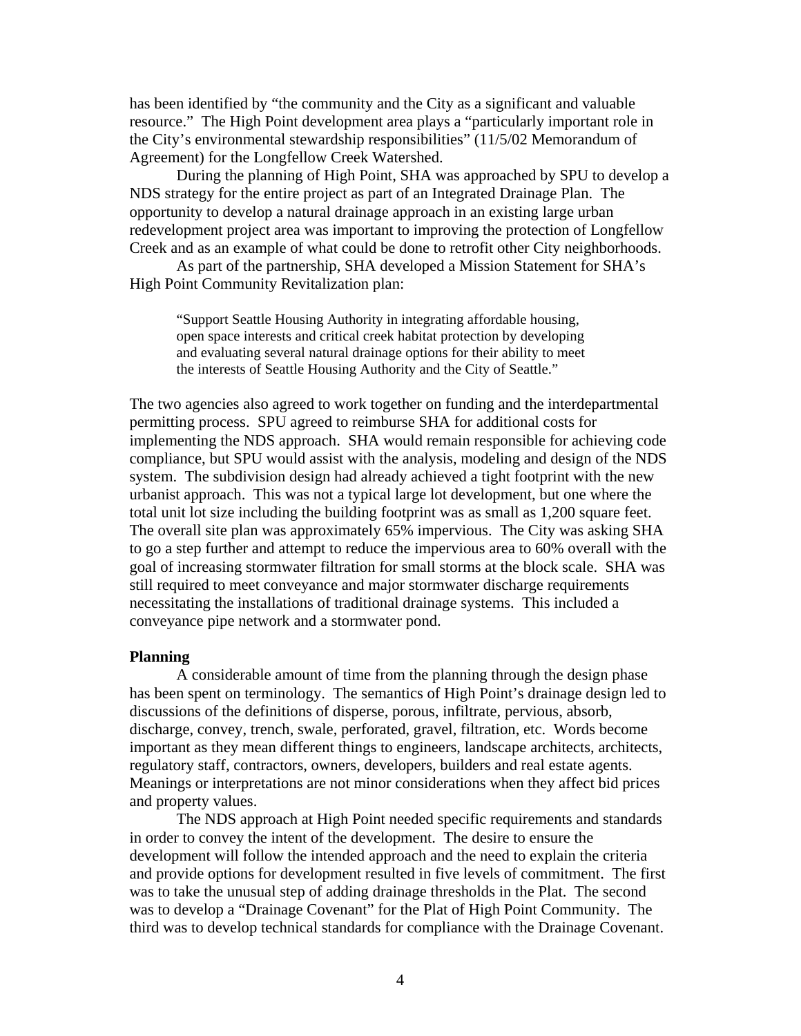has been identified by "the community and the City as a significant and valuable resource." The High Point development area plays a "particularly important role in the City's environmental stewardship responsibilities" (11/5/02 Memorandum of Agreement) for the Longfellow Creek Watershed.

During the planning of High Point, SHA was approached by SPU to develop a NDS strategy for the entire project as part of an Integrated Drainage Plan. The opportunity to develop a natural drainage approach in an existing large urban redevelopment project area was important to improving the protection of Longfellow Creek and as an example of what could be done to retrofit other City neighborhoods.

As part of the partnership, SHA developed a Mission Statement for SHA's High Point Community Revitalization plan:

> "Support Seattle Housing Authority in integrating affordable housing, open space interests and critical creek habitat protection by developing and evaluating several natural drainage options for their ability to meet the interests of Seattle Housing Authority and the City of Seattle."

The two agencies also agreed to work together on funding and the interdepartmental permitting process. SPU agreed to reimburse SHA for additional costs for implementing the NDS approach. SHA would remain responsible for achieving code compliance, but SPU would assist with the analysis, modeling and design of the NDS system. The subdivision design had already achieved a tight footprint with the new urbanist approach. This was not a typical large lot development, but one where the total unit lot size including the building footprint was as small as 1,200 square feet. The overall site plan was approximately 65% impervious. The City was asking SHA to go a step further and attempt to reduce the impervious area to 60% overall with the goal of increasing stormwater filtration for small storms at the block scale. SHA was still required to meet conveyance and major stormwater discharge requirements necessitating the installations of traditional drainage systems. This included a conveyance pipe network and a stormwater pond.

**Planning**

A considerable amount of time from the planning through the design phase has been spent on terminology. The semantics of High Point's drainage design led to discussions of the definitions of disperse, porous, infiltrate, pervious, absorb, discharge, convey, trench, swale, perforated, gravel, filtration, etc. Words become important as they mean different things to engineers, landscape architects, architects, regulatory staff, contractors, owners, developers, builders and real estate agents. Meanings or interpretations are not minor considerations when they affect bid prices and property values.

The NDS approach at High Point needed specific requirements and standards in order to convey the intent of the development. The desire to ensure the development will follow the intended approach and the need to explain the criteria and provide options for development resulted in five levels of commitment. The first was to take the unusual step of adding drainage thresholds in the Plat. The second was to develop a "Drainage Covenant" for the Plat of High Point Community. The third was to develop technical standards for compliance with the Drainage Covenant.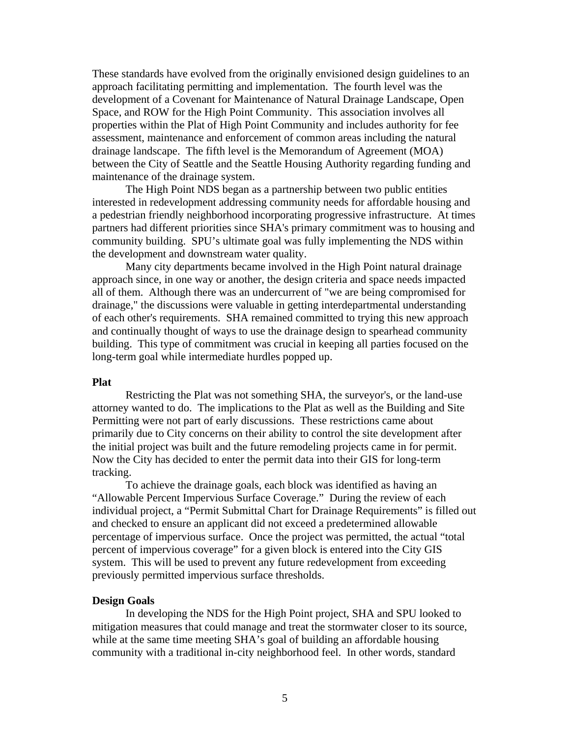These standards have evolved from the originally envisioned design guidelines to an approach facilitating permitting and implementation. The fourth level was the development of a Covenant for Maintenance of Natural Drainage Landscape, Open Space, and ROW for the High Point Community. This association involves all properties within the Plat of High Point Community and includes authority for fee assessment, maintenance and enforcement of common areas including the natural drainage landscape. The fifth level is the Memorandum of Agreement (MOA) between the City of Seattle and the Seattle Housing Authority regarding funding and maintenance of the drainage system.

The High Point NDS began as a partnership between two public entities interested in redevelopment addressing community needs for affordable housing and a pedestrian friendly neighborhood incorporating progressive infrastructure. At times partners had different priorities since SHA's primary commitment was to housing and community building. SPU's ultimate goal was fully implementing the NDS within the development and downstream water quality.

Many city departments became involved in the High Point natural drainage approach since, in one way or another, the design criteria and space needs impacted all of them. Although there was an undercurrent of "we are being compromised for drainage," the discussions were valuable in getting interdepartmental understanding of each other's requirements. SHA remained committed to trying this new approach and continually thought of ways to use the drainage design to spearhead community building. This type of commitment was crucial in keeping all parties focused on the long-term goal while intermediate hurdles popped up.

**Plat**

Restricting the Plat was not something SHA, the surveyor's, or the land-use attorney wanted to do. The implications to the Plat as well as the Building and Site Permitting were not part of early discussions. These restrictions came about primarily due to City concerns on their ability to control the site development after the initial project was built and the future remodeling projects came in for permit. Now the City has decided to enter the permit data into their GIS for long-term tracking.

To achieve the drainage goals, each block was identified as having an "Allowable Percent Impervious Surface Coverage." During the review of each individual project, a "Permit Submittal Chart for Drainage Requirements" is filled out and checked to ensure an applicant did not exceed a predetermined allowable percentage of impervious surface. Once the project was permitted, the actual "total percent of impervious coverage" for a given block is entered into the City GIS system. This will be used to prevent any future redevelopment from exceeding previously permitted impervious surface thresholds.

**Design Goals**

In developing the NDS for the High Point project, SHA and SPU looked to mitigation measures that could manage and treat the stormwater closer to its source, while at the same time meeting SHA's goal of building an affordable housing community with a traditional in-city neighborhood feel. In other words, standard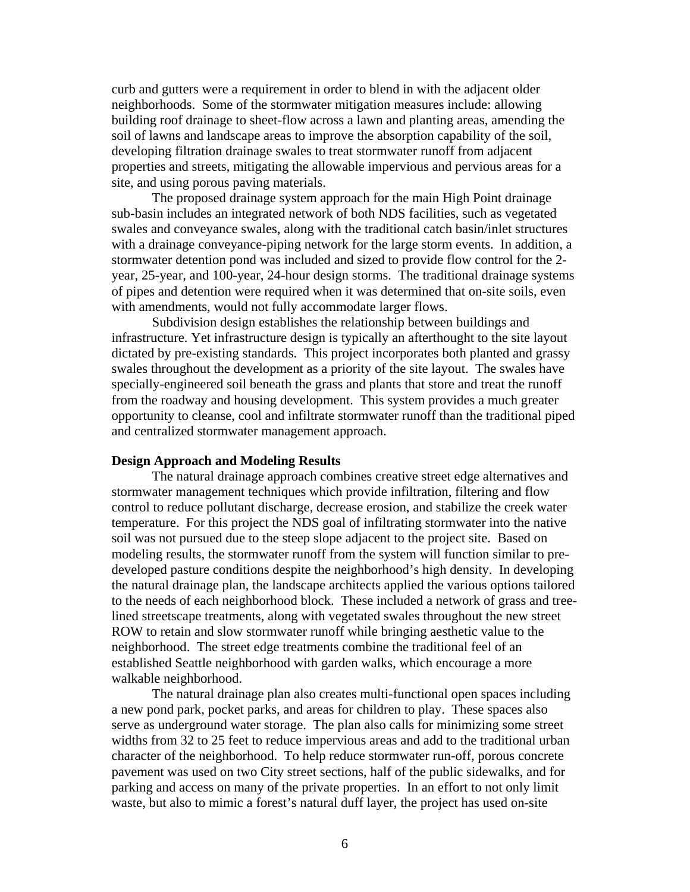curb and gutters were a requirement in order to blend in with the adjacent older neighborhoods. Some of the stormwater mitigation measures include: allowing building roof drainage to sheet-flow across a lawn and planting areas, amending the soil of lawns and landscape areas to improve the absorption capability of the soil, developing filtration drainage swales to treat stormwater runoff from adjacent properties and streets, mitigating the allowable impervious and pervious areas for a site, and using porous paving materials.

The proposed drainage system approach for the main High Point drainage sub-basin includes an integrated network of both NDS facilities, such as vegetated swales and conveyance swales, along with the traditional catch basin/inlet structures with a drainage conveyance-piping network for the large storm events. In addition, a stormwater detention pond was included and sized to provide flow control for the 2-year, 25-year, and 100-year, 24-hour design storms. The traditional drainage systems of pipes and detention were required when it was determined that on-site soils, even with amendments, would not fully accommodate larger flows.

Subdivision design establishes the relationship between buildings and infrastructure. Yet infrastructure design is typically an afterthought to the site layout dictated by pre-existing standards. This project incorporates both planted and grassy swales throughout the development as a priority of the site layout. The swales have specially-engineered soil beneath the grass and plants that store and treat the runoff from the roadway and housing development. This system provides a much greater opportunity to cleanse, cool and infiltrate stormwater runoff than the traditional piped and centralized stormwater management approach.

**Design Approach and Modeling Results**

The natural drainage approach combines creative street edge alternatives and stormwater management techniques which provide infiltration, filtering and flow control to reduce pollutant discharge, decrease erosion, and stabilize the creek water temperature. For this project the NDS goal of infiltrating stormwater into the native soil was not pursued due to the steep slope adjacent to the project site. Based on modeling results, the stormwater runoff from the system will function similar to pre-developed pasture conditions despite the neighborhood's high density. In developing the natural drainage plan, the landscape architects applied the various options tailored to the needs of each neighborhood block. These included a network of grass and tree-lined streetscape treatments, along with vegetated swales throughout the new street ROW to retain and slow stormwater runoff while bringing aesthetic value to the neighborhood. The street edge treatments combine the traditional feel of an established Seattle neighborhood with garden walks, which encourage a more walkable neighborhood.

The natural drainage plan also creates multi-functional open spaces including a new pond park, pocket parks, and areas for children to play. These spaces also serve as underground water storage. The plan also calls for minimizing some street widths from 32 to 25 feet to reduce impervious areas and add to the traditional urban character of the neighborhood. To help reduce stormwater run-off, porous concrete pavement was used on two City street sections, half of the public sidewalks, and for parking and access on many of the private properties. In an effort to not only limit waste, but also to mimic a forest's natural duff layer, the project has used on-site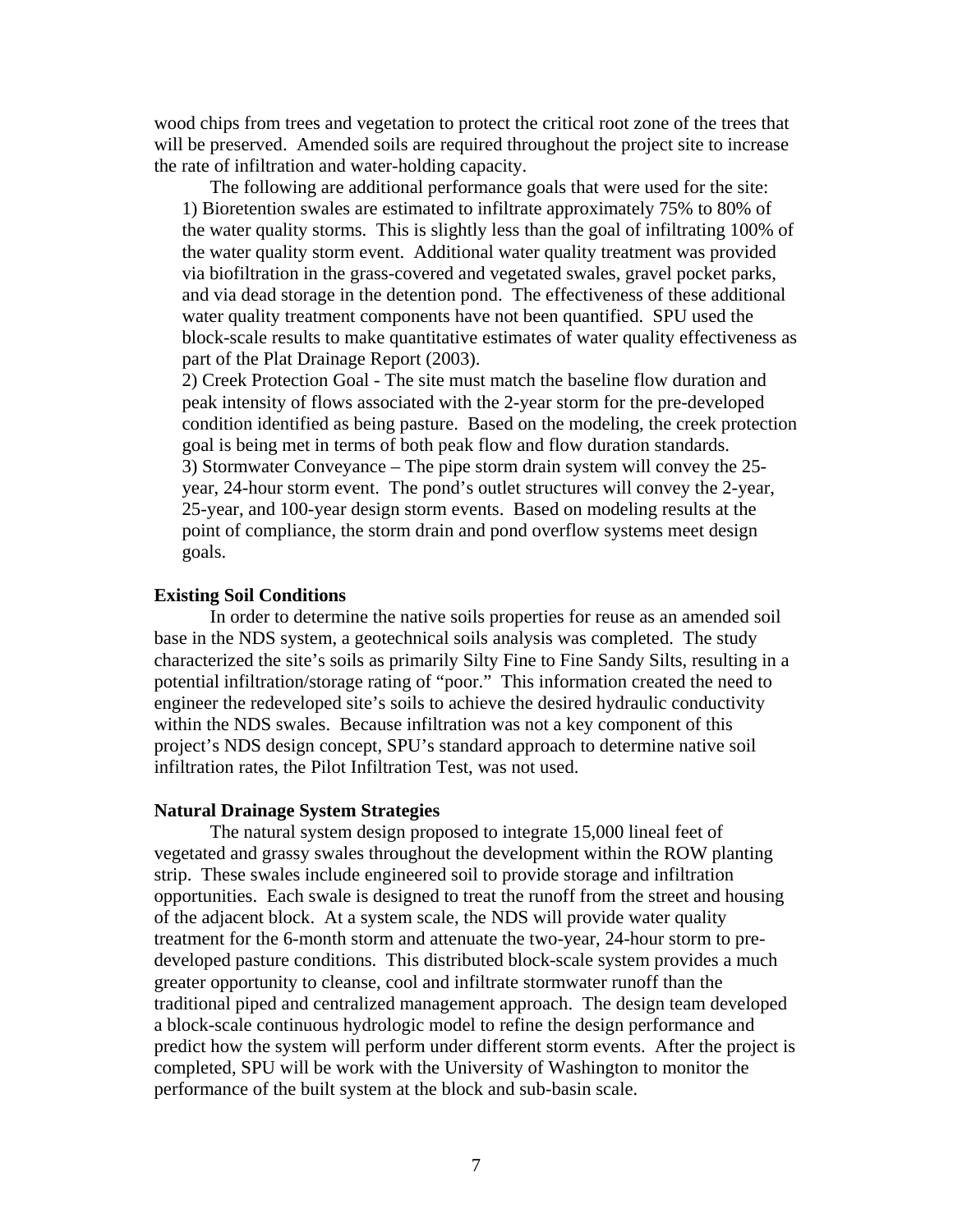wood chips from trees and vegetation to protect the critical root zone of the trees that will be preserved. Amended soils are required throughout the project site to increase the rate of infiltration and water-holding capacity.

The following are additional performance goals that were used for the site:

1) Bioretention swales are estimated to infiltrate approximately 75% to 80% of the water quality storms. This is slightly less than the goal of infiltrating 100% of the water quality storm event. Additional water quality treatment was provided via biofiltration in the grass-covered and vegetated swales, gravel pocket parks, and via dead storage in the detention pond. The effectiveness of these additional water quality treatment components have not been quantified. SPU used the block-scale results to make quantitative estimates of water quality effectiveness as part of the Plat Drainage Report (2003).
2) Creek Protection Goal - The site must match the baseline flow duration and peak intensity of flows associated with the 2-year storm for the pre-developed condition identified as being pasture. Based on the modeling, the creek protection goal is being met in terms of both peak flow and flow duration standards.
3) Stormwater Conveyance – The pipe storm drain system will convey the 25-year, 24-hour storm event. The pond's outlet structures will convey the 2-year, 25-year, and 100-year design storm events. Based on modeling results at the point of compliance, the storm drain and pond overflow systems meet design goals.

**Existing Soil Conditions**

In order to determine the native soils properties for reuse as an amended soil base in the NDS system, a geotechnical soils analysis was completed. The study characterized the site's soils as primarily Silty Fine to Fine Sandy Silts, resulting in a potential infiltration/storage rating of "poor." This information created the need to engineer the redeveloped site's soils to achieve the desired hydraulic conductivity within the NDS swales. Because infiltration was not a key component of this project's NDS design concept, SPU's standard approach to determine native soil infiltration rates, the Pilot Infiltration Test, was not used.

**Natural Drainage System Strategies**

The natural system design proposed to integrate 15,000 lineal feet of vegetated and grassy swales throughout the development within the ROW planting strip. These swales include engineered soil to provide storage and infiltration opportunities. Each swale is designed to treat the runoff from the street and housing of the adjacent block. At a system scale, the NDS will provide water quality treatment for the 6-month storm and attenuate the two-year, 24-hour storm to pre-developed pasture conditions. This distributed block-scale system provides a much greater opportunity to cleanse, cool and infiltrate stormwater runoff than the traditional piped and centralized management approach. The design team developed a block-scale continuous hydrologic model to refine the design performance and predict how the system will perform under different storm events. After the project is completed, SPU will be work with the University of Washington to monitor the performance of the built system at the block and sub-basin scale.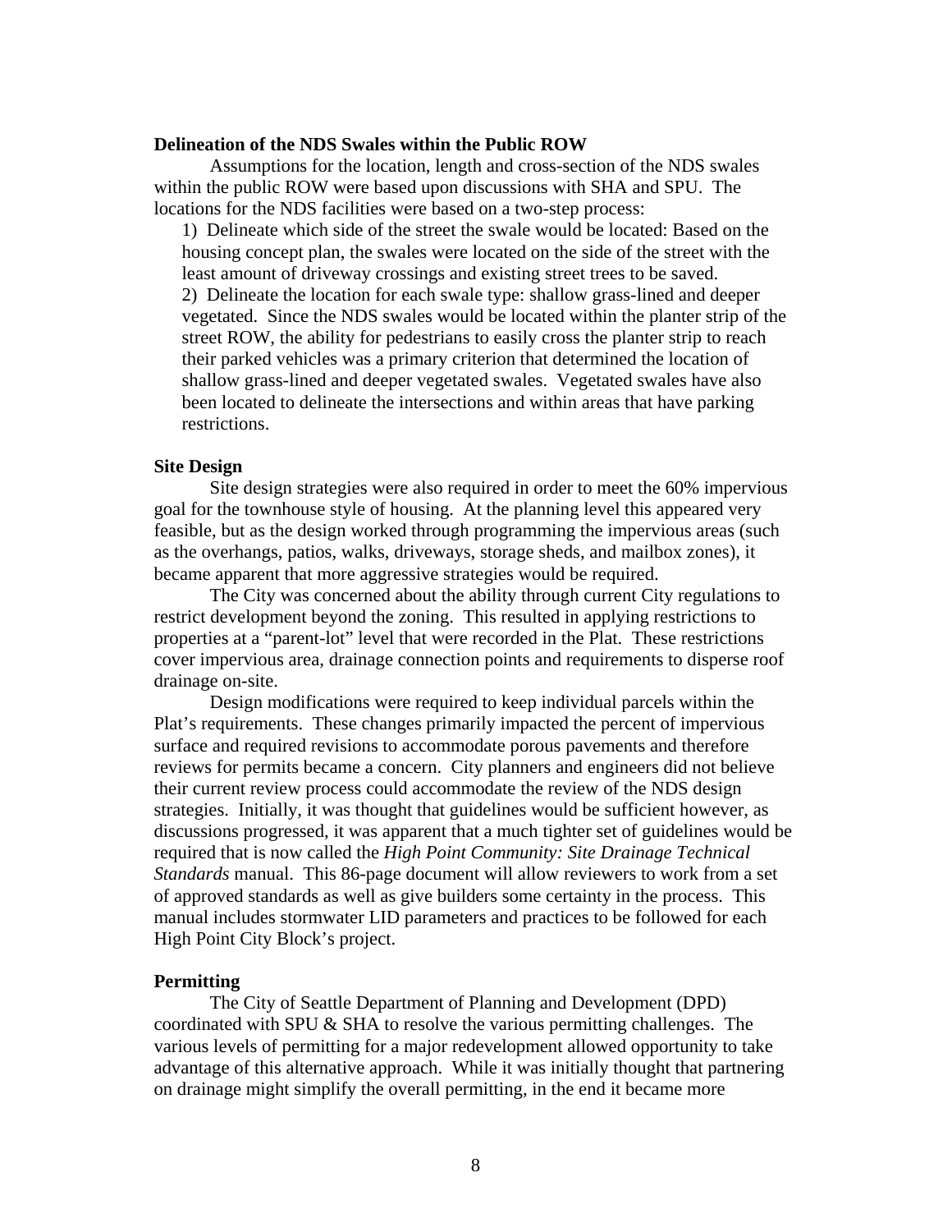**Delineation of the NDS Swales within the Public ROW**

Assumptions for the location, length and cross-section of the NDS swales within the public ROW were based upon discussions with SHA and SPU. The locations for the NDS facilities were based on a two-step process:

1) Delineate which side of the street the swale would be located: Based on the housing concept plan, the swales were located on the side of the street with the least amount of driveway crossings and existing street trees to be saved.
2) Delineate the location for each swale type: shallow grass-lined and deeper vegetated. Since the NDS swales would be located within the planter strip of the street ROW, the ability for pedestrians to easily cross the planter strip to reach their parked vehicles was a primary criterion that determined the location of shallow grass-lined and deeper vegetated swales. Vegetated swales have also been located to delineate the intersections and within areas that have parking restrictions.

**Site Design**

Site design strategies were also required in order to meet the 60% impervious goal for the townhouse style of housing. At the planning level this appeared very feasible, but as the design worked through programming the impervious areas (such as the overhangs, patios, walks, driveways, storage sheds, and mailbox zones), it became apparent that more aggressive strategies would be required.

The City was concerned about the ability through current City regulations to restrict development beyond the zoning. This resulted in applying restrictions to properties at a "parent-lot" level that were recorded in the Plat. These restrictions cover impervious area, drainage connection points and requirements to disperse roof drainage on-site.

Design modifications were required to keep individual parcels within the Plat's requirements. These changes primarily impacted the percent of impervious surface and required revisions to accommodate porous pavements and therefore reviews for permits became a concern. City planners and engineers did not believe their current review process could accommodate the review of the NDS design strategies. Initially, it was thought that guidelines would be sufficient however, as discussions progressed, it was apparent that a much tighter set of guidelines would be required that is now called the *High Point Community: Site Drainage Technical Standards* manual. This 86-page document will allow reviewers to work from a set of approved standards as well as give builders some certainty in the process. This manual includes stormwater LID parameters and practices to be followed for each High Point City Block's project.

**Permitting**

The City of Seattle Department of Planning and Development (DPD) coordinated with SPU & SHA to resolve the various permitting challenges. The various levels of permitting for a major redevelopment allowed opportunity to take advantage of this alternative approach. While it was initially thought that partnering on drainage might simplify the overall permitting, in the end it became more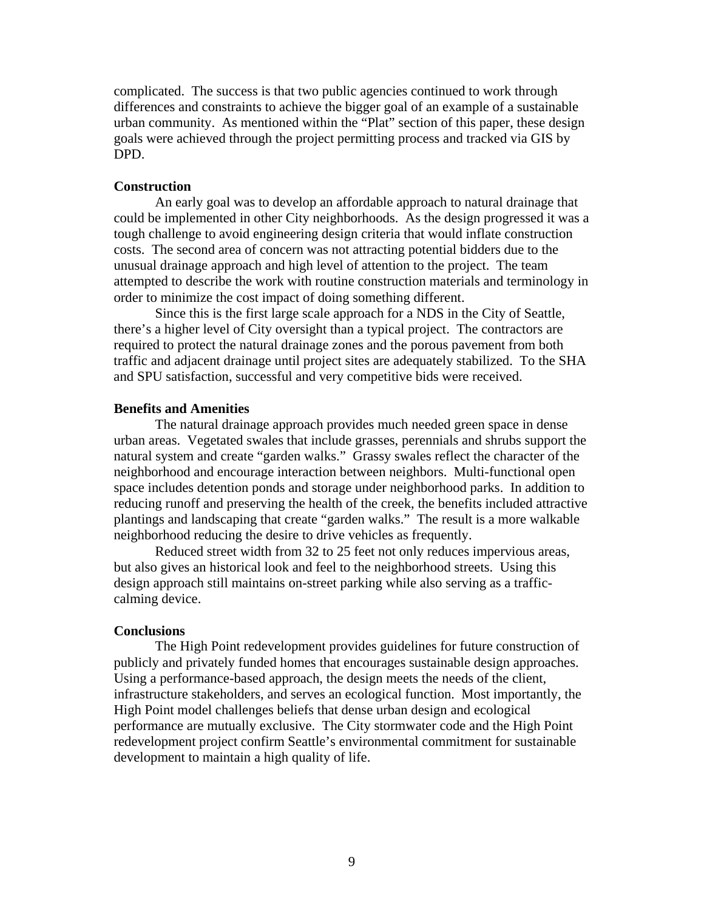complicated. The success is that two public agencies continued to work through differences and constraints to achieve the bigger goal of an example of a sustainable urban community. As mentioned within the "Plat" section of this paper, these design goals were achieved through the project permitting process and tracked via GIS by DPD.

**Construction**

An early goal was to develop an affordable approach to natural drainage that could be implemented in other City neighborhoods. As the design progressed it was a tough challenge to avoid engineering design criteria that would inflate construction costs. The second area of concern was not attracting potential bidders due to the unusual drainage approach and high level of attention to the project. The team attempted to describe the work with routine construction materials and terminology in order to minimize the cost impact of doing something different.

Since this is the first large scale approach for a NDS in the City of Seattle, there's a higher level of City oversight than a typical project. The contractors are required to protect the natural drainage zones and the porous pavement from both traffic and adjacent drainage until project sites are adequately stabilized. To the SHA and SPU satisfaction, successful and very competitive bids were received.

**Benefits and Amenities**

The natural drainage approach provides much needed green space in dense urban areas. Vegetated swales that include grasses, perennials and shrubs support the natural system and create "garden walks." Grassy swales reflect the character of the neighborhood and encourage interaction between neighbors. Multi-functional open space includes detention ponds and storage under neighborhood parks. In addition to reducing runoff and preserving the health of the creek, the benefits included attractive plantings and landscaping that create "garden walks." The result is a more walkable neighborhood reducing the desire to drive vehicles as frequently.

Reduced street width from 32 to 25 feet not only reduces impervious areas, but also gives an historical look and feel to the neighborhood streets. Using this design approach still maintains on-street parking while also serving as a traffic-calming device.

**Conclusions**

The High Point redevelopment provides guidelines for future construction of publicly and privately funded homes that encourages sustainable design approaches. Using a performance-based approach, the design meets the needs of the client, infrastructure stakeholders, and serves an ecological function. Most importantly, the High Point model challenges beliefs that dense urban design and ecological performance are mutually exclusive. The City stormwater code and the High Point redevelopment project confirm Seattle's environmental commitment for sustainable development to maintain a high quality of life.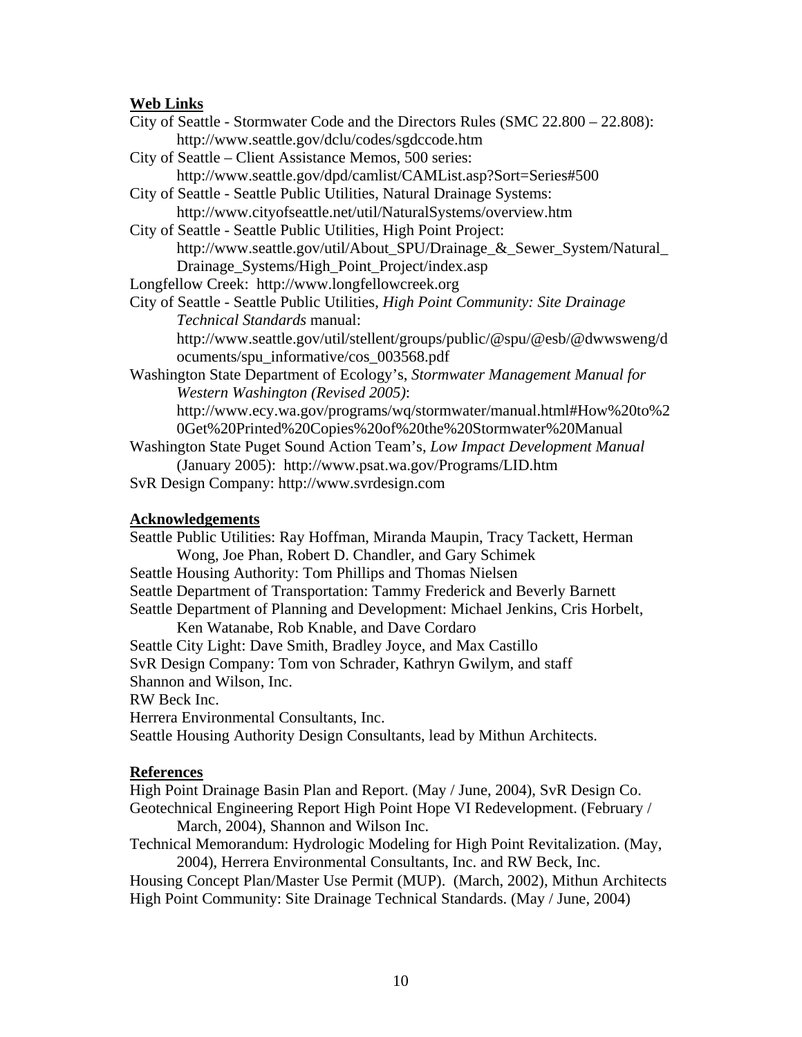**Web Links**

City of Seattle - Stormwater Code and the Directors Rules (SMC 22.800 – 22.808): http://www.seattle.gov/dclu/codes/sgdccode.htm

City of Seattle – Client Assistance Memos, 500 series: http://www.seattle.gov/dpd/camlist/CAMList.asp?Sort=Series#500

City of Seattle - Seattle Public Utilities, Natural Drainage Systems: http://www.cityofseattle.net/util/NaturalSystems/overview.htm

City of Seattle - Seattle Public Utilities, High Point Project: http://www.seattle.gov/util/About_SPU/Drainage_&_Sewer_System/Natural_Drainage_Systems/High_Point_Project/index.asp

Longfellow Creek: http://www.longfellowcreek.org

City of Seattle - Seattle Public Utilities, *High Point Community: Site Drainage Technical Standards* manual: http://www.seattle.gov/util/stellent/groups/public/@spu/@esb/@dwwsweng/documents/spu_informative/cos_003568.pdf

Washington State Department of Ecology's, *Stormwater Management Manual for Western Washington (Revised 2005)*: http://www.ecy.wa.gov/programs/wq/stormwater/manual.html#How%20to%20Get%20Printed%20Copies%20of%20the%20Stormwater%20Manual

Washington State Puget Sound Action Team's, *Low Impact Development Manual* (January 2005): http://www.psat.wa.gov/Programs/LID.htm

SvR Design Company: http://www.svrdesign.com

**Acknowledgements**

Seattle Public Utilities: Ray Hoffman, Miranda Maupin, Tracy Tackett, Herman Wong, Joe Phan, Robert D. Chandler, and Gary Schimek

Seattle Housing Authority: Tom Phillips and Thomas Nielsen

Seattle Department of Transportation: Tammy Frederick and Beverly Barnett

Seattle Department of Planning and Development: Michael Jenkins, Cris Horbelt, Ken Watanabe, Rob Knable, and Dave Cordaro

Seattle City Light: Dave Smith, Bradley Joyce, and Max Castillo

SvR Design Company: Tom von Schrader, Kathryn Gwilym, and staff

Shannon and Wilson, Inc.

RW Beck Inc.

Herrera Environmental Consultants, Inc.

Seattle Housing Authority Design Consultants, lead by Mithun Architects.

**References**

High Point Drainage Basin Plan and Report. (May / June, 2004), SvR Design Co.

Geotechnical Engineering Report High Point Hope VI Redevelopment. (February / March, 2004), Shannon and Wilson Inc.

Technical Memorandum: Hydrologic Modeling for High Point Revitalization. (May, 2004), Herrera Environmental Consultants, Inc. and RW Beck, Inc.

Housing Concept Plan/Master Use Permit (MUP). (March, 2002), Mithun Architects

High Point Community: Site Drainage Technical Standards. (May / June, 2004)